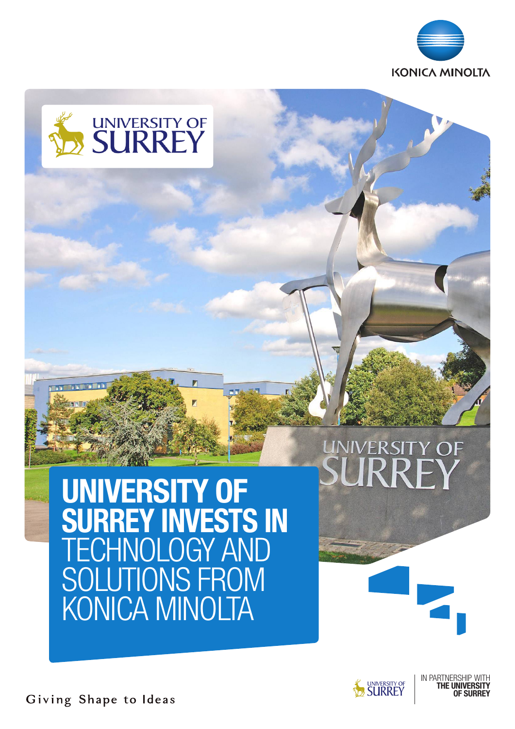KONICA MINOLTA

UNIVERSITY OF SURREY

# UNIVERSITY OF SURREY INVESTS IN TECHNOLOGY AND SOLUTIONS FROM KONICA MINOLTA

IN PARTNERSHIP WITH **THE UNIVERSITY OF SURREY**

Giving Shape to Ideas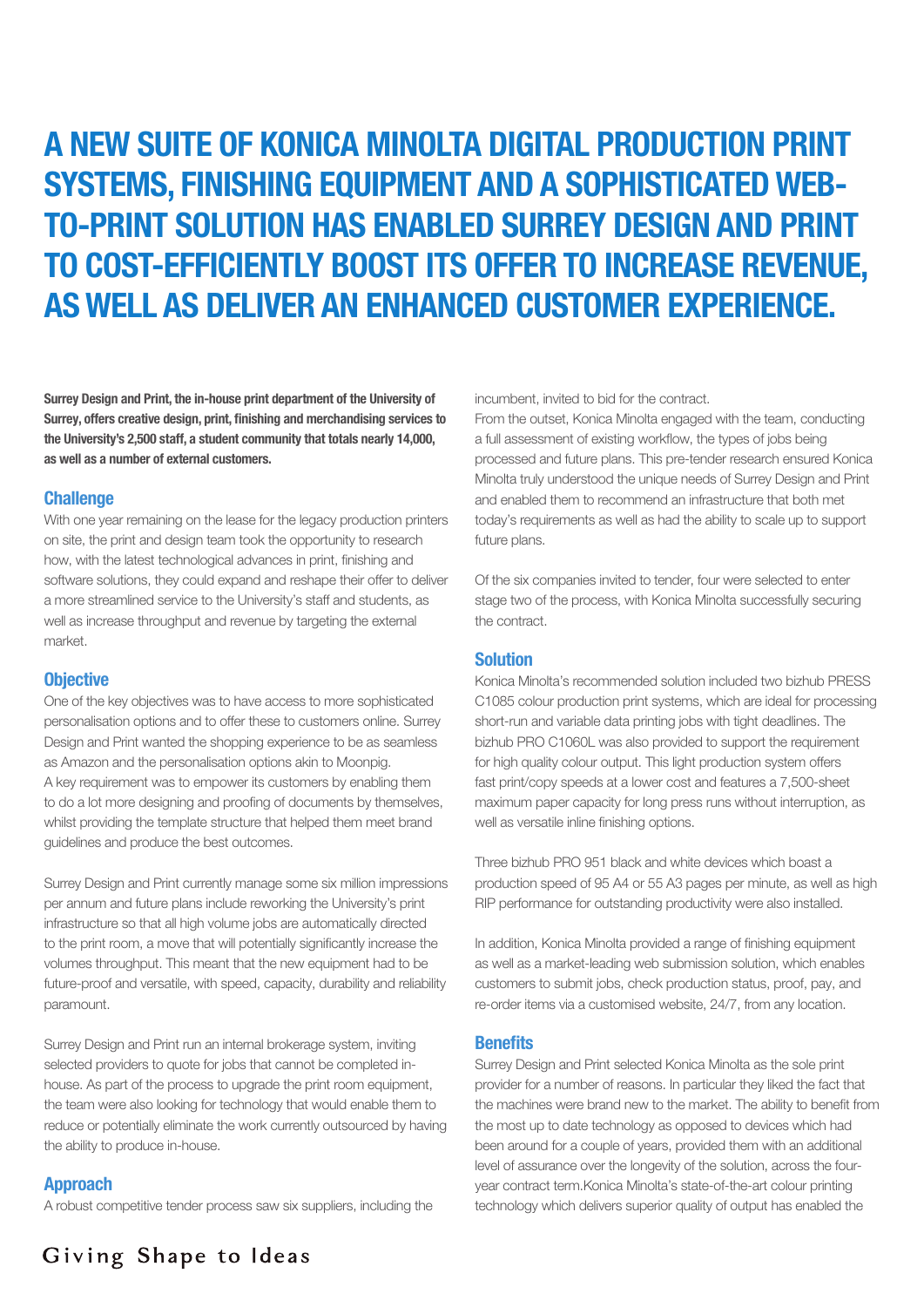# A NEW SUITE OF KONICA MINOLTA DIGITAL PRODUCTION PRINT SYSTEMS, FINISHING EQUIPMENT AND A SOPHISTICATED WEB-TO-PRINT SOLUTION HAS ENABLED SURREY DESIGN AND PRINT TO COST-EFFICIENTLY BOOST ITS OFFER TO INCREASE REVENUE, AS WELL AS DELIVER AN ENHANCED CUSTOMER EXPERIENCE.

**Surrey Design and Print, the in-house print department of the University of Surrey, offers creative design, print, finishing and merchandising services to the University's 2,500 staff, a student community that totals nearly 14,000, as well as a number of external customers.**

## Challenge

With one year remaining on the lease for the legacy production printers on site, the print and design team took the opportunity to research how, with the latest technological advances in print, finishing and software solutions, they could expand and reshape their offer to deliver a more streamlined service to the University's staff and students, as well as increase throughput and revenue by targeting the external market.

## Objective

One of the key objectives was to have access to more sophisticated personalisation options and to offer these to customers online. Surrey Design and Print wanted the shopping experience to be as seamless as Amazon and the personalisation options akin to Moonpig. A key requirement was to empower its customers by enabling them to do a lot more designing and proofing of documents by themselves, whilst providing the template structure that helped them meet brand guidelines and produce the best outcomes.

Surrey Design and Print currently manage some six million impressions per annum and future plans include reworking the University's print infrastructure so that all high volume jobs are automatically directed to the print room, a move that will potentially significantly increase the volumes throughput. This meant that the new equipment had to be future-proof and versatile, with speed, capacity, durability and reliability paramount.

Surrey Design and Print run an internal brokerage system, inviting selected providers to quote for jobs that cannot be completed in-house. As part of the process to upgrade the print room equipment, the team were also looking for technology that would enable them to reduce or potentially eliminate the work currently outsourced by having the ability to produce in-house.

## Approach

A robust competitive tender process saw six suppliers, including the incumbent, invited to bid for the contract.

From the outset, Konica Minolta engaged with the team, conducting a full assessment of existing workflow, the types of jobs being processed and future plans. This pre-tender research ensured Konica Minolta truly understood the unique needs of Surrey Design and Print and enabled them to recommend an infrastructure that both met today's requirements as well as had the ability to scale up to support future plans.

Of the six companies invited to tender, four were selected to enter stage two of the process, with Konica Minolta successfully securing the contract.

## Solution

Konica Minolta's recommended solution included two bizhub PRESS C1085 colour production print systems, which are ideal for processing short-run and variable data printing jobs with tight deadlines. The bizhub PRO C1060L was also provided to support the requirement for high quality colour output. This light production system offers fast print/copy speeds at a lower cost and features a 7,500-sheet maximum paper capacity for long press runs without interruption, as well as versatile inline finishing options.

Three bizhub PRO 951 black and white devices which boast a production speed of 95 A4 or 55 A3 pages per minute, as well as high RIP performance for outstanding productivity were also installed.

In addition, Konica Minolta provided a range of finishing equipment as well as a market-leading web submission solution, which enables customers to submit jobs, check production status, proof, pay, and re-order items via a customised website, 24/7, from any location.

## Benefits

Surrey Design and Print selected Konica Minolta as the sole print provider for a number of reasons. In particular they liked the fact that the machines were brand new to the market. The ability to benefit from the most up to date technology as opposed to devices which had been around for a couple of years, provided them with an additional level of assurance over the longevity of the solution, across the four-year contract term.Konica Minolta's state-of-the-art colour printing technology which delivers superior quality of output has enabled the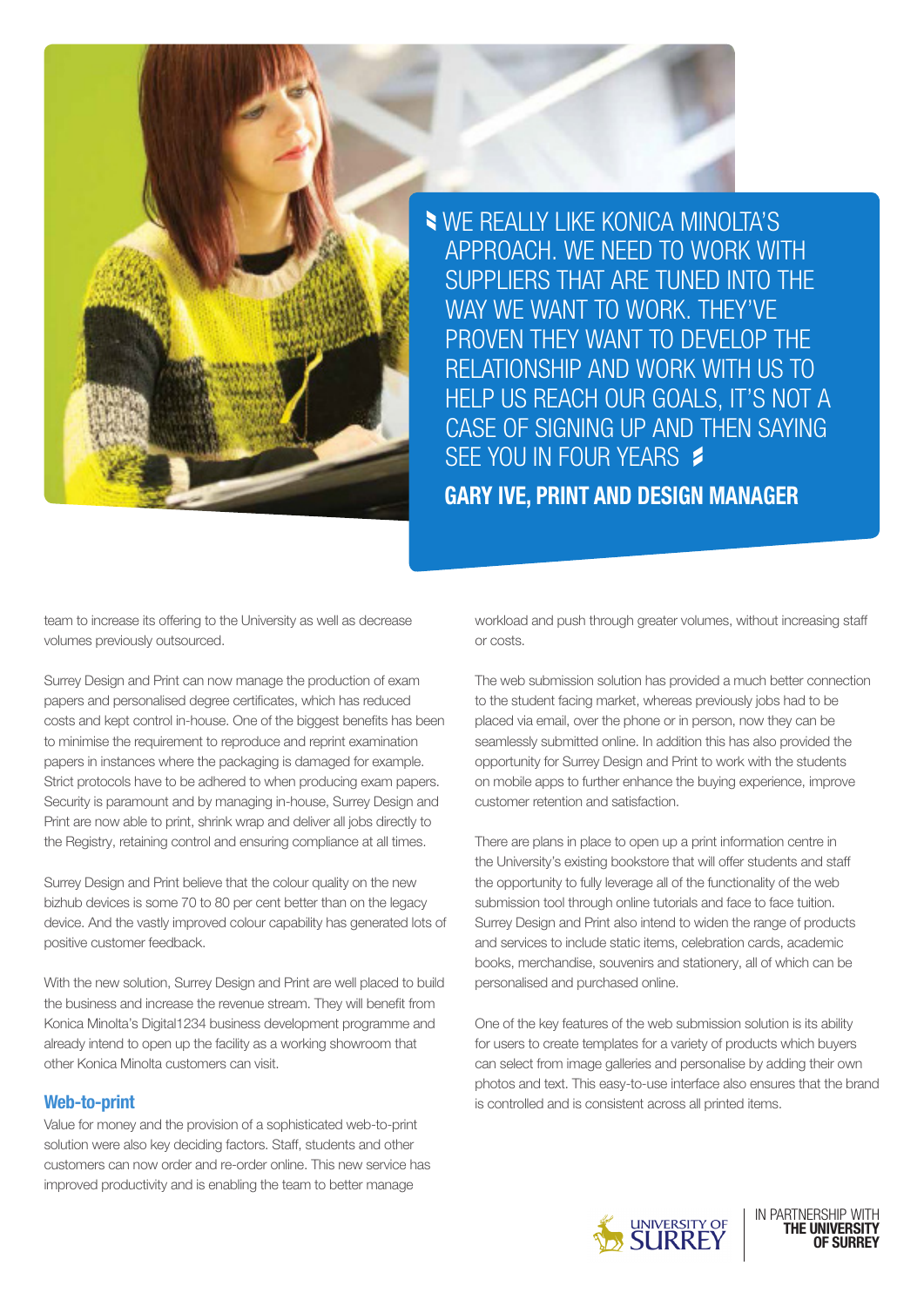> WE REALLY LIKE KONICA MINOLTA'S APPROACH. WE NEED TO WORK WITH SUPPLIERS THAT ARE TUNED INTO THE WAY WE WANT TO WORK. THEY'VE PROVEN THEY WANT TO DEVELOP THE RELATIONSHIP AND WORK WITH US TO HELP US REACH OUR GOALS, IT'S NOT A CASE OF SIGNING UP AND THEN SAYING SEE YOU IN FOUR YEARS
>
> **GARY IVE, PRINT AND DESIGN MANAGER**

team to increase its offering to the University as well as decrease volumes previously outsourced.

Surrey Design and Print can now manage the production of exam papers and personalised degree certificates, which has reduced costs and kept control in-house. One of the biggest benefits has been to minimise the requirement to reproduce and reprint examination papers in instances where the packaging is damaged for example. Strict protocols have to be adhered to when producing exam papers. Security is paramount and by managing in-house, Surrey Design and Print are now able to print, shrink wrap and deliver all jobs directly to the Registry, retaining control and ensuring compliance at all times.

Surrey Design and Print believe that the colour quality on the new bizhub devices is some 70 to 80 per cent better than on the legacy device. And the vastly improved colour capability has generated lots of positive customer feedback.

With the new solution, Surrey Design and Print are well placed to build the business and increase the revenue stream. They will benefit from Konica Minolta's Digital1234 business development programme and already intend to open up the facility as a working showroom that other Konica Minolta customers can visit.

## Web-to-print

Value for money and the provision of a sophisticated web-to-print solution were also key deciding factors. Staff, students and other customers can now order and re-order online. This new service has improved productivity and is enabling the team to better manage workload and push through greater volumes, without increasing staff or costs.

The web submission solution has provided a much better connection to the student facing market, whereas previously jobs had to be placed via email, over the phone or in person, now they can be seamlessly submitted online. In addition this has also provided the opportunity for Surrey Design and Print to work with the students on mobile apps to further enhance the buying experience, improve customer retention and satisfaction.

There are plans in place to open up a print information centre in the University's existing bookstore that will offer students and staff the opportunity to fully leverage all of the functionality of the web submission tool through online tutorials and face to face tuition. Surrey Design and Print also intend to widen the range of products and services to include static items, celebration cards, academic books, merchandise, souvenirs and stationery, all of which can be personalised and purchased online.

One of the key features of the web submission solution is its ability for users to create templates for a variety of products which buyers can select from image galleries and personalise by adding their own photos and text. This easy-to-use interface also ensures that the brand is controlled and is consistent across all printed items.

UNIVERSITY OF SURREY

IN PARTNERSHIP WITH **THE UNIVERSITY OF SURREY**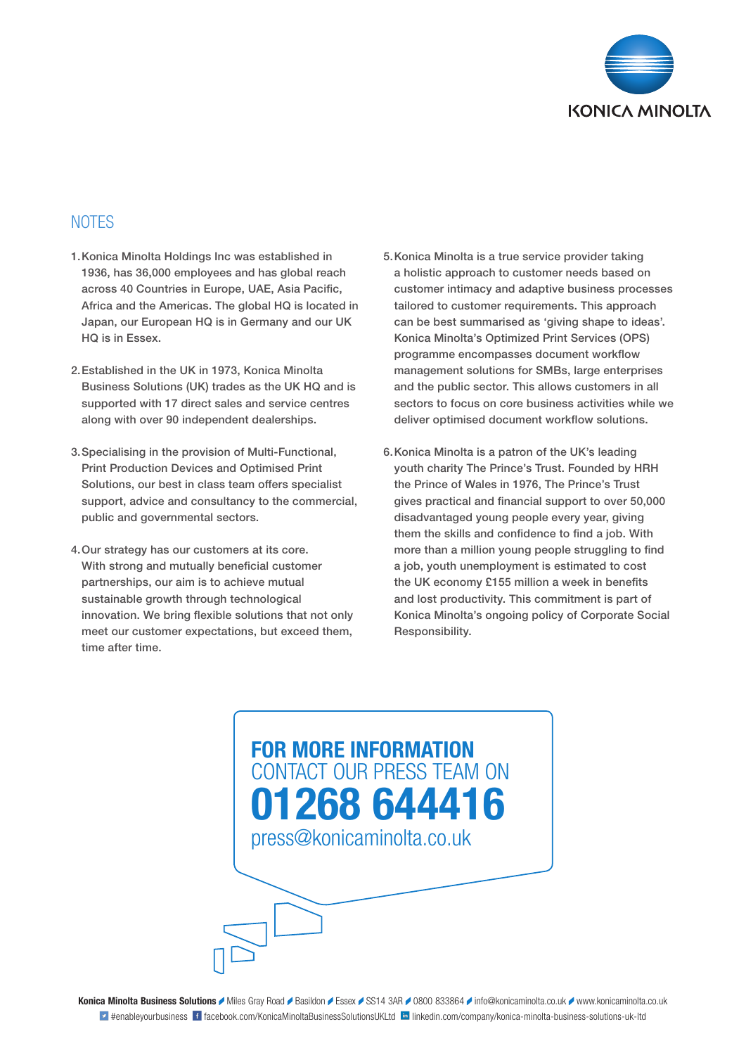## NOTES

1. Konica Minolta Holdings Inc was established in 1936, has 36,000 employees and has global reach across 40 Countries in Europe, UAE, Asia Pacific, Africa and the Americas. The global HQ is located in Japan, our European HQ is in Germany and our UK HQ is in Essex.

2. Established in the UK in 1973, Konica Minolta Business Solutions (UK) trades as the UK HQ and is supported with 17 direct sales and service centres along with over 90 independent dealerships.

3. Specialising in the provision of Multi-Functional, Print Production Devices and Optimised Print Solutions, our best in class team offers specialist support, advice and consultancy to the commercial, public and governmental sectors.

4. Our strategy has our customers at its core. With strong and mutually beneficial customer partnerships, our aim is to achieve mutual sustainable growth through technological innovation. We bring flexible solutions that not only meet our customer expectations, but exceed them, time after time.

5. Konica Minolta is a true service provider taking a holistic approach to customer needs based on customer intimacy and adaptive business processes tailored to customer requirements. This approach can be best summarised as 'giving shape to ideas'. Konica Minolta's Optimized Print Services (OPS) programme encompasses document workflow management solutions for SMBs, large enterprises and the public sector. This allows customers in all sectors to focus on core business activities while we deliver optimised document workflow solutions.

6. Konica Minolta is a patron of the UK's leading youth charity The Prince's Trust. Founded by HRH the Prince of Wales in 1976, The Prince's Trust gives practical and financial support to over 50,000 disadvantaged young people every year, giving them the skills and confidence to find a job. With more than a million young people struggling to find a job, youth unemployment is estimated to cost the UK economy £155 million a week in benefits and lost productivity. This commitment is part of Konica Minolta's ongoing policy of Corporate Social Responsibility.

**FOR MORE INFORMATION**
CONTACT OUR PRESS TEAM ON
**01268 644416**
press@konicaminolta.co.uk

**Konica Minolta Business Solutions** / Miles Gray Road / Basildon / Essex / SS14 3AR / 0800 833864 / info@konicaminolta.co.uk / www.konicaminolta.co.uk
#enableyourbusiness facebook.com/KonicaMinoltaBusinessSolutionsUKLtd linkedin.com/company/konica-minolta-business-solutions-uk-ltd